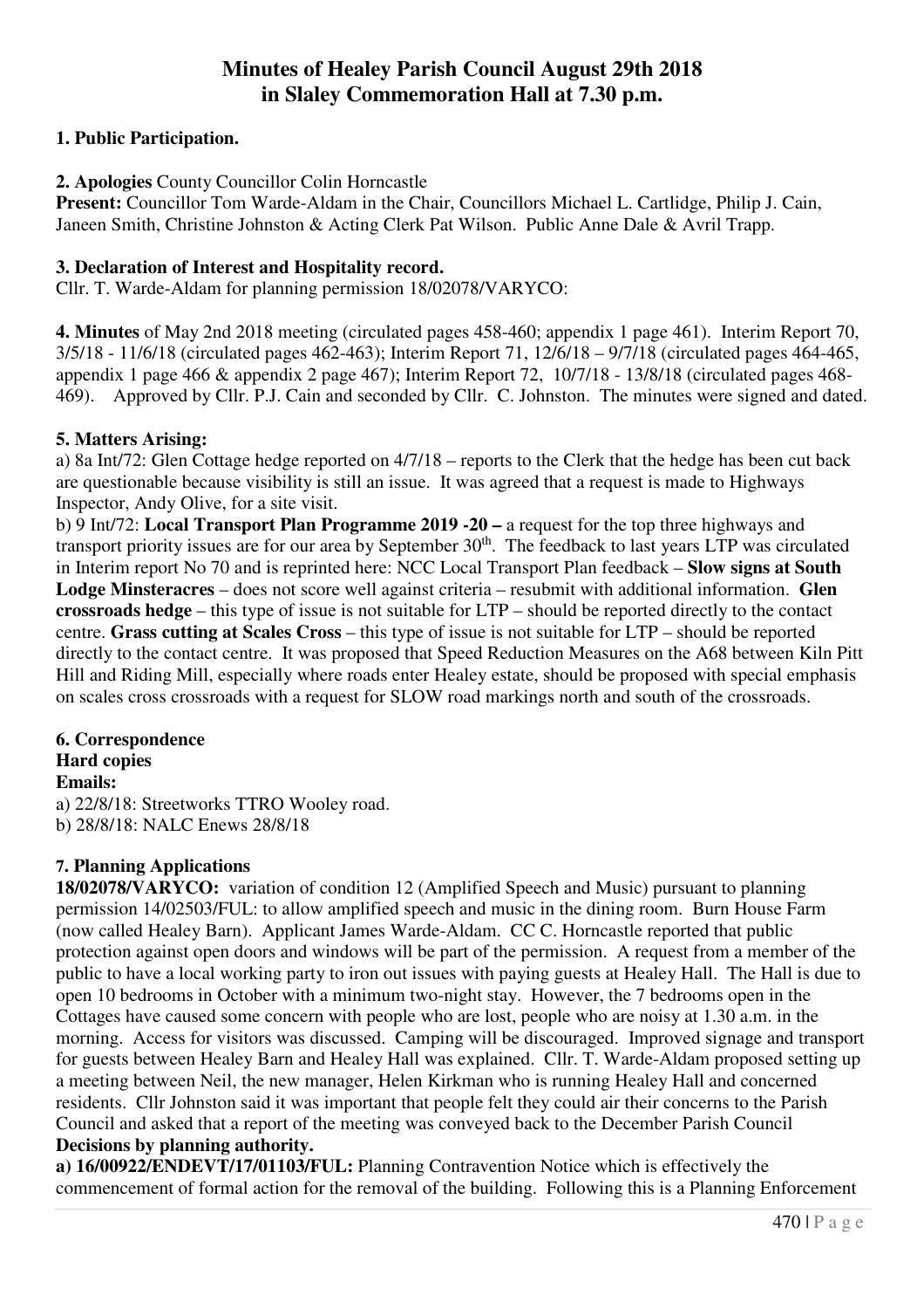# Minutes of Healey Parish Council August 29th 2018 in Slaley Commemoration Hall at 7.30 p.m.

**1. Public Participation.**

**2. Apologies** County Councillor Colin Horncastle

**Present:** Councillor Tom Warde-Aldam in the Chair, Councillors Michael L. Cartlidge, Philip J. Cain, Janeen Smith, Christine Johnston & Acting Clerk Pat Wilson. Public Anne Dale & Avril Trapp.

**3. Declaration of Interest and Hospitality record.**

Cllr. T. Warde-Aldam for planning permission 18/02078/VARYCO:

**4. Minutes** of May 2nd 2018 meeting (circulated pages 458-460; appendix 1 page 461). Interim Report 70, 3/5/18 - 11/6/18 (circulated pages 462-463); Interim Report 71, 12/6/18 – 9/7/18 (circulated pages 464-465, appendix 1 page 466 & appendix 2 page 467); Interim Report 72, 10/7/18 - 13/8/18 (circulated pages 468-469). Approved by Cllr. P.J. Cain and seconded by Cllr. C. Johnston. The minutes were signed and dated.

**5. Matters Arising:**

a) 8a Int/72: Glen Cottage hedge reported on 4/7/18 – reports to the Clerk that the hedge has been cut back are questionable because visibility is still an issue. It was agreed that a request is made to Highways Inspector, Andy Olive, for a site visit.

b) 9 Int/72: **Local Transport Plan Programme 2019 -20 –** a request for the top three highways and transport priority issues are for our area by September 30th. The feedback to last years LTP was circulated in Interim report No 70 and is reprinted here: NCC Local Transport Plan feedback – **Slow signs at South Lodge Minsteracres** – does not score well against criteria – resubmit with additional information. **Glen crossroads hedge** – this type of issue is not suitable for LTP – should be reported directly to the contact centre. **Grass cutting at Scales Cross** – this type of issue is not suitable for LTP – should be reported directly to the contact centre. It was proposed that Speed Reduction Measures on the A68 between Kiln Pitt Hill and Riding Mill, especially where roads enter Healey estate, should be proposed with special emphasis on scales cross crossroads with a request for SLOW road markings north and south of the crossroads.

**6. Correspondence**

**Hard copies**

**Emails:**

a) 22/8/18: Streetworks TTRO Wooley road.

b) 28/8/18: NALC Enews 28/8/18

**7. Planning Applications**

**18/02078/VARYCO:** variation of condition 12 (Amplified Speech and Music) pursuant to planning permission 14/02503/FUL: to allow amplified speech and music in the dining room. Burn House Farm (now called Healey Barn). Applicant James Warde-Aldam. CC C. Horncastle reported that public protection against open doors and windows will be part of the permission. A request from a member of the public to have a local working party to iron out issues with paying guests at Healey Hall. The Hall is due to open 10 bedrooms in October with a minimum two-night stay. However, the 7 bedrooms open in the Cottages have caused some concern with people who are lost, people who are noisy at 1.30 a.m. in the morning. Access for visitors was discussed. Camping will be discouraged. Improved signage and transport for guests between Healey Barn and Healey Hall was explained. Cllr. T. Warde-Aldam proposed setting up a meeting between Neil, the new manager, Helen Kirkman who is running Healey Hall and concerned residents. Cllr Johnston said it was important that people felt they could air their concerns to the Parish Council and asked that a report of the meeting was conveyed back to the December Parish Council

**Decisions by planning authority.**

**a) 16/00922/ENDEVT/17/01103/FUL:** Planning Contravention Notice which is effectively the commencement of formal action for the removal of the building. Following this is a Planning Enforcement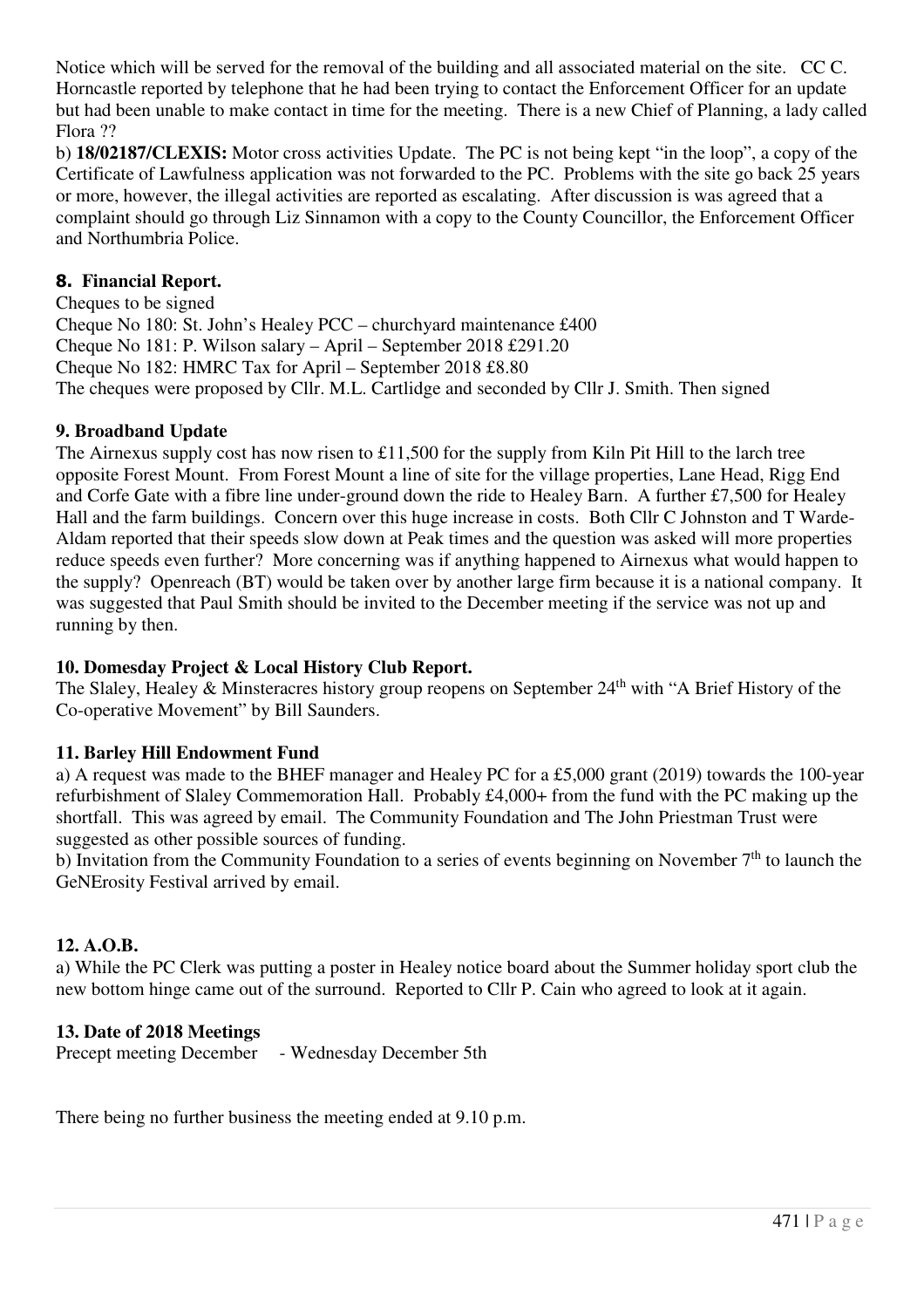Notice which will be served for the removal of the building and all associated material on the site. CC C. Horncastle reported by telephone that he had been trying to contact the Enforcement Officer for an update but had been unable to make contact in time for the meeting. There is a new Chief of Planning, a lady called Flora ??

b) **18/02187/CLEXIS:** Motor cross activities Update. The PC is not being kept "in the loop", a copy of the Certificate of Lawfulness application was not forwarded to the PC. Problems with the site go back 25 years or more, however, the illegal activities are reported as escalating. After discussion is was agreed that a complaint should go through Liz Sinnamon with a copy to the County Councillor, the Enforcement Officer and Northumbria Police.

### 8. Financial Report.

Cheques to be signed
Cheque No 180: St. John's Healey PCC – churchyard maintenance £400
Cheque No 181: P. Wilson salary – April – September 2018 £291.20
Cheque No 182: HMRC Tax for April – September 2018 £8.80
The cheques were proposed by Cllr. M.L. Cartlidge and seconded by Cllr J. Smith. Then signed

### 9. Broadband Update

The Airnexus supply cost has now risen to £11,500 for the supply from Kiln Pit Hill to the larch tree opposite Forest Mount. From Forest Mount a line of site for the village properties, Lane Head, Rigg End and Corfe Gate with a fibre line under-ground down the ride to Healey Barn. A further £7,500 for Healey Hall and the farm buildings. Concern over this huge increase in costs. Both Cllr C Johnston and T Warde-Aldam reported that their speeds slow down at Peak times and the question was asked will more properties reduce speeds even further? More concerning was if anything happened to Airnexus what would happen to the supply? Openreach (BT) would be taken over by another large firm because it is a national company. It was suggested that Paul Smith should be invited to the December meeting if the service was not up and running by then.

### 10. Domesday Project & Local History Club Report.

The Slaley, Healey & Minsteracres history group reopens on September 24th with "A Brief History of the Co-operative Movement" by Bill Saunders.

### 11. Barley Hill Endowment Fund

a) A request was made to the BHEF manager and Healey PC for a £5,000 grant (2019) towards the 100-year refurbishment of Slaley Commemoration Hall. Probably £4,000+ from the fund with the PC making up the shortfall. This was agreed by email. The Community Foundation and The John Priestman Trust were suggested as other possible sources of funding.

b) Invitation from the Community Foundation to a series of events beginning on November 7th to launch the GeNErosity Festival arrived by email.

### 12. A.O.B.

a) While the PC Clerk was putting a poster in Healey notice board about the Summer holiday sport club the new bottom hinge came out of the surround. Reported to Cllr P. Cain who agreed to look at it again.

### 13. Date of 2018 Meetings

Precept meeting December - Wednesday December 5th

There being no further business the meeting ended at 9.10 p.m.